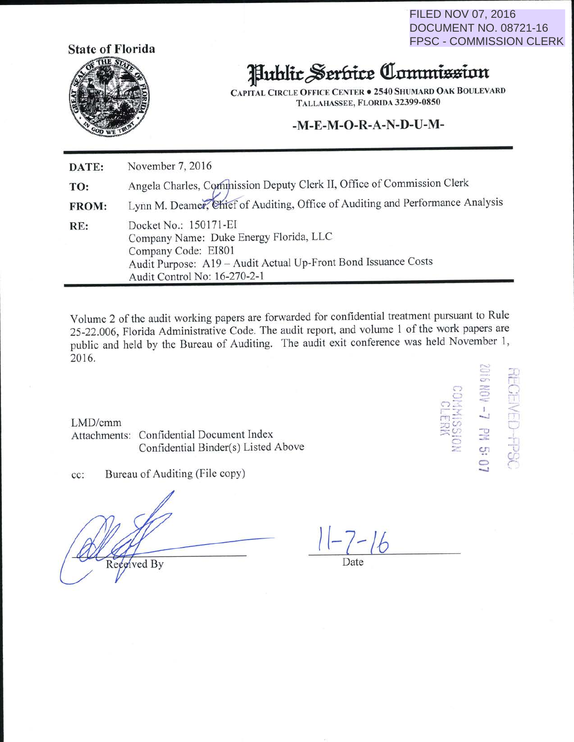FILED NOV 07, 2016
DOCUMENT NO. 08721-16
FPSC - COMMISSION CLERK

State of Florida

# Public Service Commission

CAPITAL CIRCLE OFFICE CENTER • 2540 SHUMARD OAK BOULEVARD
TALLAHASSEE, FLORIDA 32399-0850

## -M-E-M-O-R-A-N-D-U-M-

**DATE:** November 7, 2016

**TO:** Angela Charles, Commission Deputy Clerk II, Office of Commission Clerk

**FROM:** Lynn M. Deamer, Chief of Auditing, Office of Auditing and Performance Analysis

**RE:** Docket No.: 150171-EI
Company Name: Duke Energy Florida, LLC
Company Code: EI801
Audit Purpose: A19 – Audit Actual Up-Front Bond Issuance Costs
Audit Control No: 16-270-2-1

Volume 2 of the audit working papers are forwarded for confidential treatment pursuant to Rule 25-22.006, Florida Administrative Code. The audit report, and volume 1 of the work papers are public and held by the Bureau of Auditing. The audit exit conference was held November 1, 2016.

RECEIVED-FPSC
2016 NOV -7 PM 5:07
COMMISSION CLERK

LMD/cmm
Attachments: Confidential Document Index
Confidential Binder(s) Listed Above

cc: Bureau of Auditing (File copy)

Received By

11-7-16
Date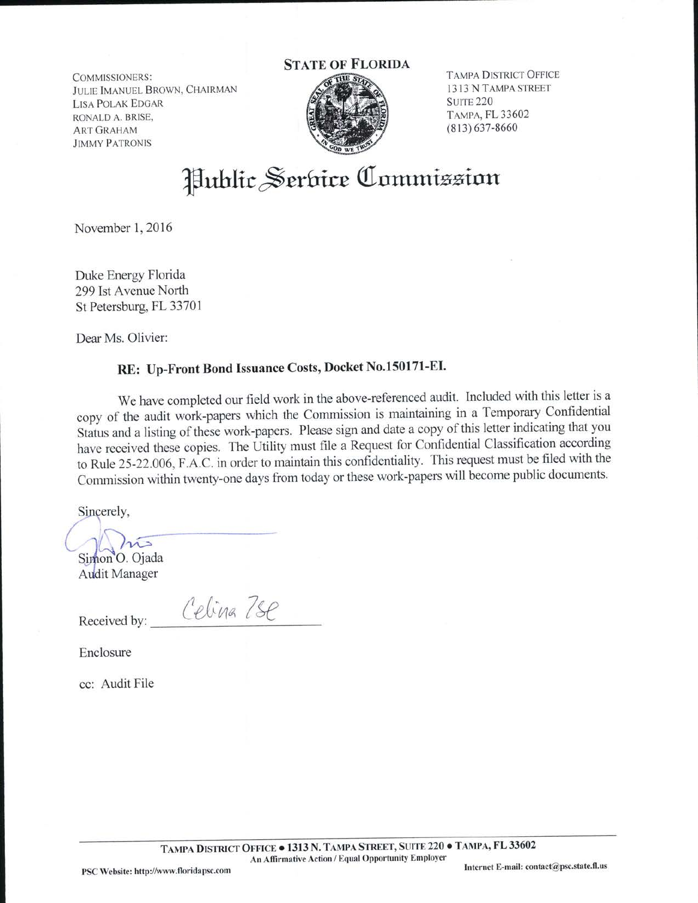COMMISSIONERS:
JULIE IMANUEL BROWN, CHAIRMAN
LISA POLAK EDGAR
RONALD A. BRISE,
ART GRAHAM
JIMMY PATRONIS

**STATE OF FLORIDA**

TAMPA DISTRICT OFFICE
1313 N TAMPA STREET
SUITE 220
TAMPA, FL 33602
(813) 637-8660

# Public Service Commission

November 1, 2016

Duke Energy Florida
299 Ist Avenue North
St Petersburg, FL 33701

Dear Ms. Olivier:

**RE: Up-Front Bond Issuance Costs, Docket No.150171-EI.**

We have completed our field work in the above-referenced audit. Included with this letter is a copy of the audit work-papers which the Commission is maintaining in a Temporary Confidential Status and a listing of these work-papers. Please sign and date a copy of this letter indicating that you have received these copies. The Utility must file a Request for Confidential Classification according to Rule 25-22.006, F.A.C. in order to maintain this confidentiality. This request must be filed with the Commission within twenty-one days from today or these work-papers will become public documents.

Sincerely,

Simon O. Ojada
Audit Manager

Received by: Celina Tse

Enclosure

cc: Audit File

TAMPA DISTRICT OFFICE • 1313 N. TAMPA STREET, SUITE 220 • TAMPA, FL 33602
An Affirmative Action / Equal Opportunity Employer

PSC Website: http://www.floridapsc.com

Internet E-mail: contact@psc.state.fl.us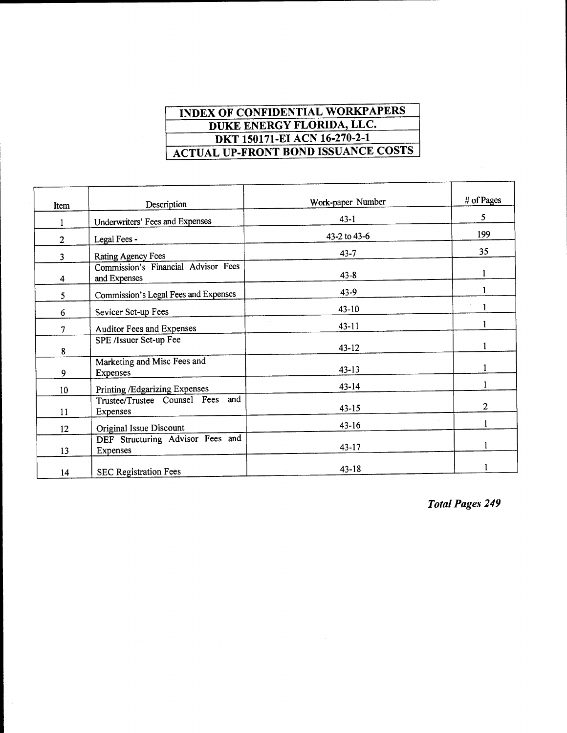# INDEX OF CONFIDENTIAL WORKPAPERS
# DUKE ENERGY FLORIDA, LLC.
# DKT 150171-EI ACN 16-270-2-1
# ACTUAL UP-FRONT BOND ISSUANCE COSTS

| Item | Description | Work-paper Number | # of Pages |
|---|---|---|---|
| 1 | Underwriters' Fees and Expenses | 43-1 | 5 |
| 2 | Legal Fees - | 43-2 to 43-6 | 199 |
| 3 | Rating Agency Fees | 43-7 | 35 |
| 4 | Commission's Financial Advisor Fees and Expenses | 43-8 | 1 |
| 5 | Commission's Legal Fees and Expenses | 43-9 | 1 |
| 6 | Sevicer Set-up Fees | 43-10 | 1 |
| 7 | Auditor Fees and Expenses | 43-11 | 1 |
| 8 | SPE /Issuer Set-up Fee | 43-12 | 1 |
| 9 | Marketing and Misc Fees and Expenses | 43-13 | 1 |
| 10 | Printing /Edgarizing Expenses | 43-14 | 1 |
| 11 | Trustee/Trustee Counsel Fees and Expenses | 43-15 | 2 |
| 12 | Original Issue Discount | 43-16 | 1 |
| 13 | DEF Structuring Advisor Fees and Expenses | 43-17 | 1 |
| 14 | SEC Registration Fees | 43-18 | 1 |

***Total Pages 249***